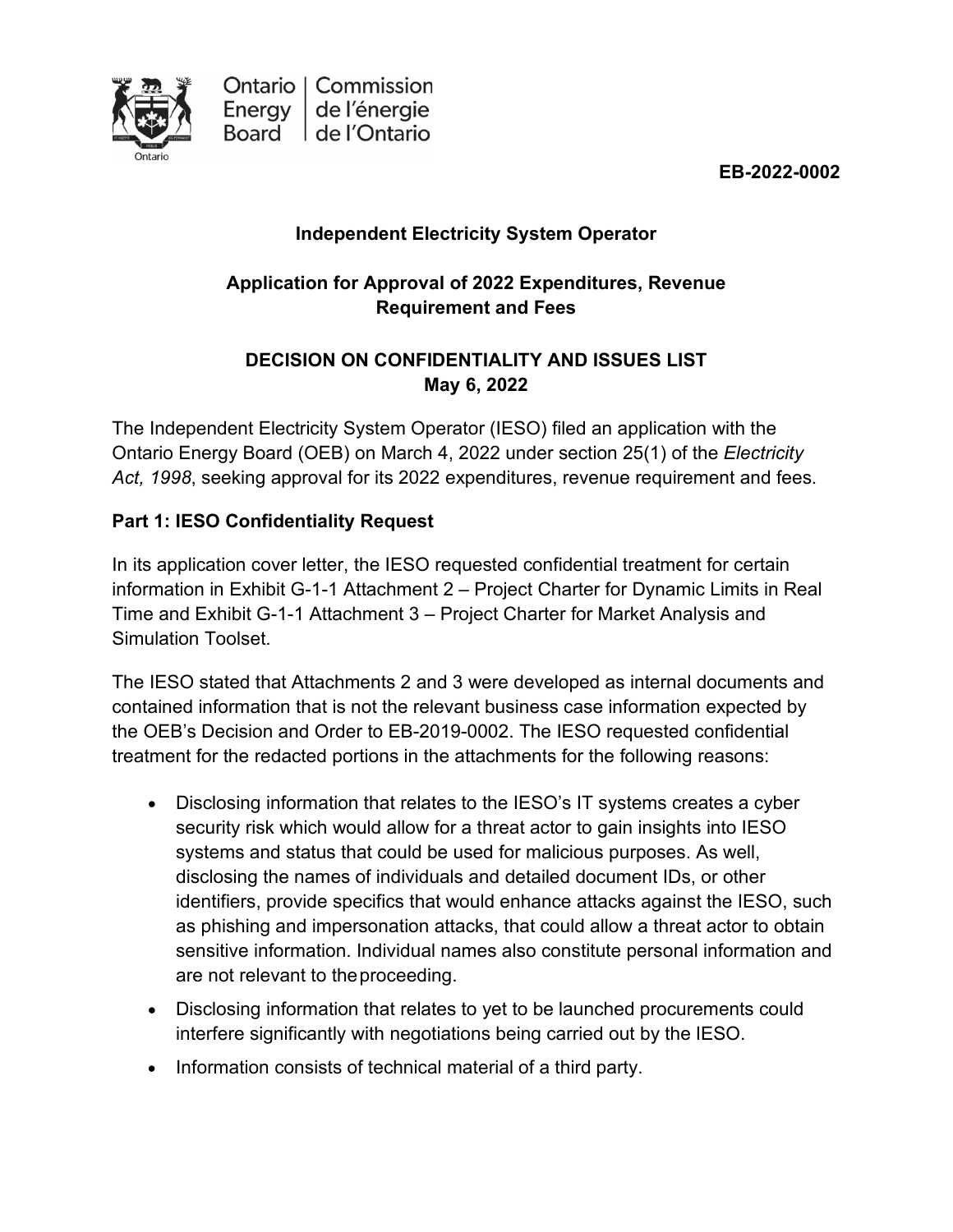Ontario Energy Board | Commission de l'énergie de l'Ontario

**EB-2022-0002**

**Independent Electricity System Operator**

**Application for Approval of 2022 Expenditures, Revenue Requirement and Fees**

**DECISION ON CONFIDENTIALITY AND ISSUES LIST**
**May 6, 2022**

The Independent Electricity System Operator (IESO) filed an application with the Ontario Energy Board (OEB) on March 4, 2022 under section 25(1) of the *Electricity Act, 1998*, seeking approval for its 2022 expenditures, revenue requirement and fees.

## Part 1: IESO Confidentiality Request

In its application cover letter, the IESO requested confidential treatment for certain information in Exhibit G-1-1 Attachment 2 – Project Charter for Dynamic Limits in Real Time and Exhibit G-1-1 Attachment 3 – Project Charter for Market Analysis and Simulation Toolset.

The IESO stated that Attachments 2 and 3 were developed as internal documents and contained information that is not the relevant business case information expected by the OEB's Decision and Order to EB-2019-0002. The IESO requested confidential treatment for the redacted portions in the attachments for the following reasons:

- Disclosing information that relates to the IESO's IT systems creates a cyber security risk which would allow for a threat actor to gain insights into IESO systems and status that could be used for malicious purposes. As well, disclosing the names of individuals and detailed document IDs, or other identifiers, provide specifics that would enhance attacks against the IESO, such as phishing and impersonation attacks, that could allow a threat actor to obtain sensitive information. Individual names also constitute personal information and are not relevant to the proceeding.
- Disclosing information that relates to yet to be launched procurements could interfere significantly with negotiations being carried out by the IESO.
- Information consists of technical material of a third party.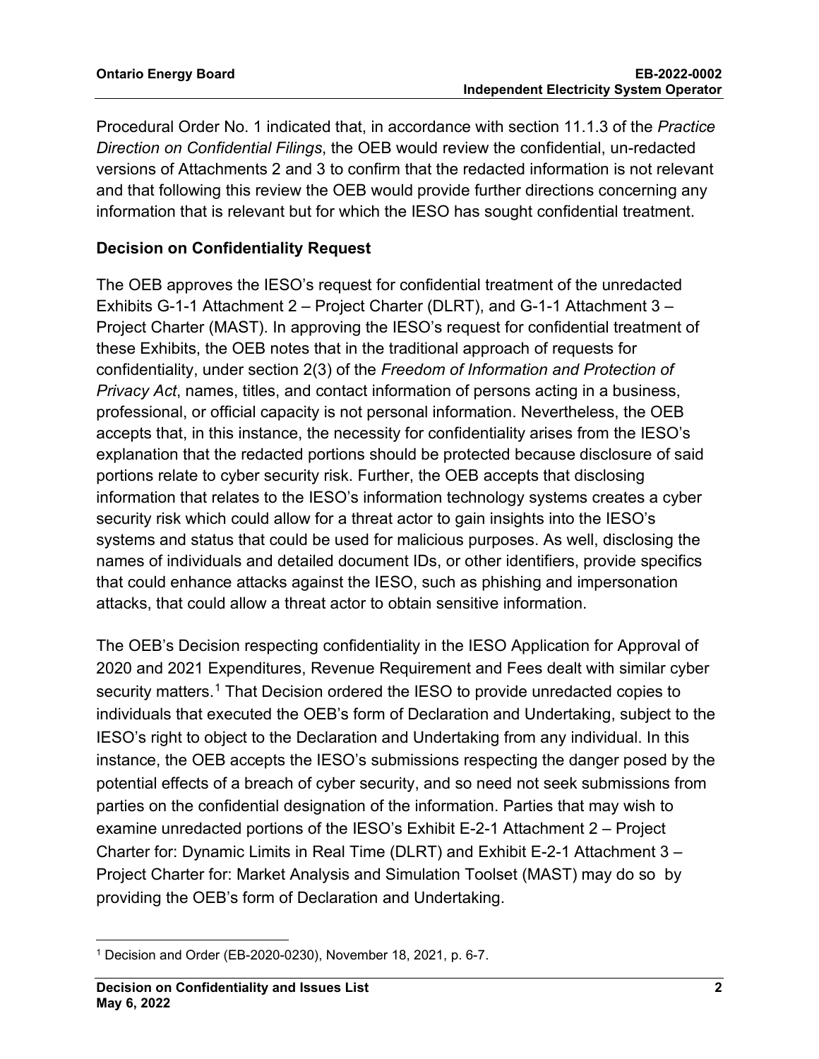Procedural Order No. 1 indicated that, in accordance with section 11.1.3 of the *Practice Direction on Confidential Filings*, the OEB would review the confidential, un-redacted versions of Attachments 2 and 3 to confirm that the redacted information is not relevant and that following this review the OEB would provide further directions concerning any information that is relevant but for which the IESO has sought confidential treatment.

**Decision on Confidentiality Request**

The OEB approves the IESO's request for confidential treatment of the unredacted Exhibits G-1-1 Attachment 2 – Project Charter (DLRT), and G-1-1 Attachment 3 – Project Charter (MAST). In approving the IESO's request for confidential treatment of these Exhibits, the OEB notes that in the traditional approach of requests for confidentiality, under section 2(3) of the *Freedom of Information and Protection of Privacy Act*, names, titles, and contact information of persons acting in a business, professional, or official capacity is not personal information. Nevertheless, the OEB accepts that, in this instance, the necessity for confidentiality arises from the IESO's explanation that the redacted portions should be protected because disclosure of said portions relate to cyber security risk. Further, the OEB accepts that disclosing information that relates to the IESO's information technology systems creates a cyber security risk which could allow for a threat actor to gain insights into the IESO's systems and status that could be used for malicious purposes. As well, disclosing the names of individuals and detailed document IDs, or other identifiers, provide specifics that could enhance attacks against the IESO, such as phishing and impersonation attacks, that could allow a threat actor to obtain sensitive information.

The OEB's Decision respecting confidentiality in the IESO Application for Approval of 2020 and 2021 Expenditures, Revenue Requirement and Fees dealt with similar cyber security matters.[1] That Decision ordered the IESO to provide unredacted copies to individuals that executed the OEB's form of Declaration and Undertaking, subject to the IESO's right to object to the Declaration and Undertaking from any individual. In this instance, the OEB accepts the IESO's submissions respecting the danger posed by the potential effects of a breach of cyber security, and so need not seek submissions from parties on the confidential designation of the information. Parties that may wish to examine unredacted portions of the IESO's Exhibit E-2-1 Attachment 2 – Project Charter for: Dynamic Limits in Real Time (DLRT) and Exhibit E-2-1 Attachment 3 – Project Charter for: Market Analysis and Simulation Toolset (MAST) may do so by providing the OEB's form of Declaration and Undertaking.

[1] Decision and Order (EB-2020-0230), November 18, 2021, p. 6-7.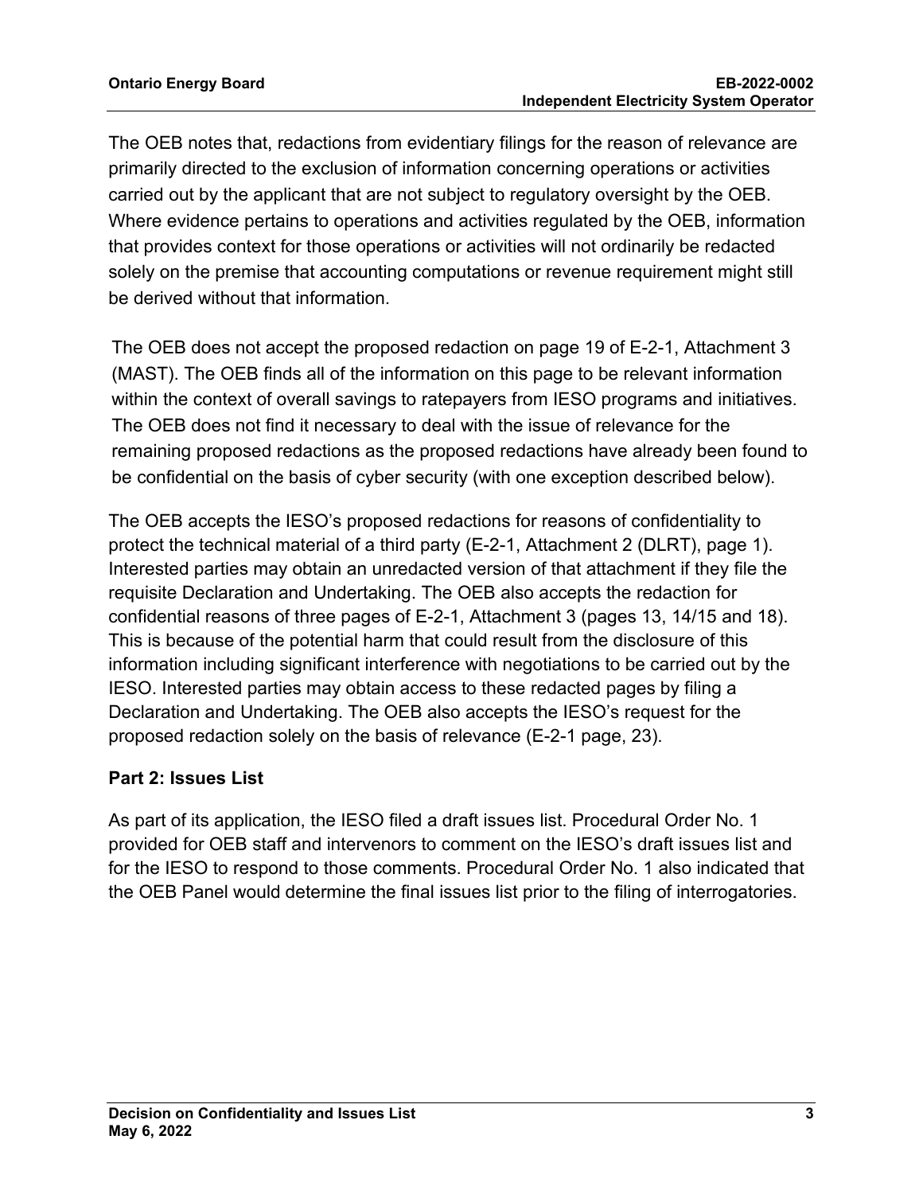The OEB notes that, redactions from evidentiary filings for the reason of relevance are primarily directed to the exclusion of information concerning operations or activities carried out by the applicant that are not subject to regulatory oversight by the OEB. Where evidence pertains to operations and activities regulated by the OEB, information that provides context for those operations or activities will not ordinarily be redacted solely on the premise that accounting computations or revenue requirement might still be derived without that information.

The OEB does not accept the proposed redaction on page 19 of E-2-1, Attachment 3 (MAST). The OEB finds all of the information on this page to be relevant information within the context of overall savings to ratepayers from IESO programs and initiatives. The OEB does not find it necessary to deal with the issue of relevance for the remaining proposed redactions as the proposed redactions have already been found to be confidential on the basis of cyber security (with one exception described below).

The OEB accepts the IESO's proposed redactions for reasons of confidentiality to protect the technical material of a third party (E-2-1, Attachment 2 (DLRT), page 1). Interested parties may obtain an unredacted version of that attachment if they file the requisite Declaration and Undertaking. The OEB also accepts the redaction for confidential reasons of three pages of E-2-1, Attachment 3 (pages 13, 14/15 and 18). This is because of the potential harm that could result from the disclosure of this information including significant interference with negotiations to be carried out by the IESO. Interested parties may obtain access to these redacted pages by filing a Declaration and Undertaking. The OEB also accepts the IESO's request for the proposed redaction solely on the basis of relevance (E-2-1 page, 23).

## Part 2: Issues List

As part of its application, the IESO filed a draft issues list. Procedural Order No. 1 provided for OEB staff and intervenors to comment on the IESO's draft issues list and for the IESO to respond to those comments. Procedural Order No. 1 also indicated that the OEB Panel would determine the final issues list prior to the filing of interrogatories.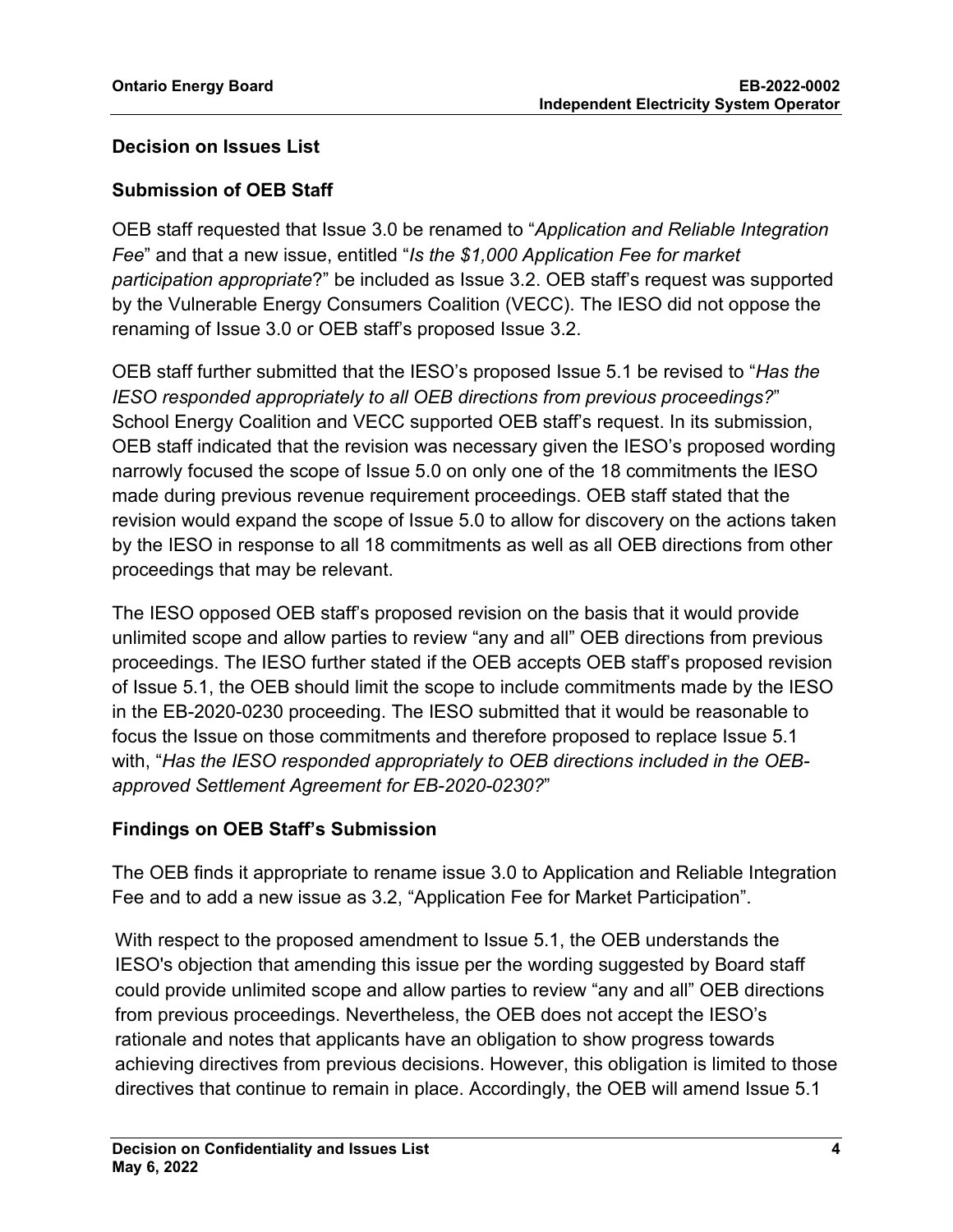## Decision on Issues List

### Submission of OEB Staff

OEB staff requested that Issue 3.0 be renamed to "*Application and Reliable Integration Fee*" and that a new issue, entitled "*Is the $1,000 Application Fee for market participation appropriate*?" be included as Issue 3.2. OEB staff's request was supported by the Vulnerable Energy Consumers Coalition (VECC). The IESO did not oppose the renaming of Issue 3.0 or OEB staff's proposed Issue 3.2.

OEB staff further submitted that the IESO's proposed Issue 5.1 be revised to "*Has the IESO responded appropriately to all OEB directions from previous proceedings?*" School Energy Coalition and VECC supported OEB staff's request. In its submission, OEB staff indicated that the revision was necessary given the IESO's proposed wording narrowly focused the scope of Issue 5.0 on only one of the 18 commitments the IESO made during previous revenue requirement proceedings. OEB staff stated that the revision would expand the scope of Issue 5.0 to allow for discovery on the actions taken by the IESO in response to all 18 commitments as well as all OEB directions from other proceedings that may be relevant.

The IESO opposed OEB staff's proposed revision on the basis that it would provide unlimited scope and allow parties to review "any and all" OEB directions from previous proceedings. The IESO further stated if the OEB accepts OEB staff's proposed revision of Issue 5.1, the OEB should limit the scope to include commitments made by the IESO in the EB-2020-0230 proceeding. The IESO submitted that it would be reasonable to focus the Issue on those commitments and therefore proposed to replace Issue 5.1 with, "*Has the IESO responded appropriately to OEB directions included in the OEB-approved Settlement Agreement for EB-2020-0230?*"

### Findings on OEB Staff's Submission

The OEB finds it appropriate to rename issue 3.0 to Application and Reliable Integration Fee and to add a new issue as 3.2, "Application Fee for Market Participation".

With respect to the proposed amendment to Issue 5.1, the OEB understands the IESO's objection that amending this issue per the wording suggested by Board staff could provide unlimited scope and allow parties to review "any and all" OEB directions from previous proceedings. Nevertheless, the OEB does not accept the IESO's rationale and notes that applicants have an obligation to show progress towards achieving directives from previous decisions. However, this obligation is limited to those directives that continue to remain in place. Accordingly, the OEB will amend Issue 5.1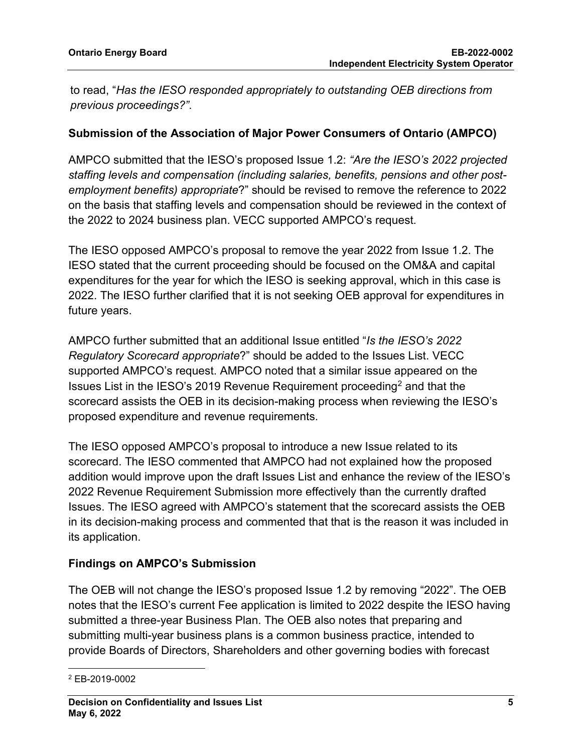to read, "*Has the IESO responded appropriately to outstanding OEB directions from previous proceedings?"*.

### Submission of the Association of Major Power Consumers of Ontario (AMPCO)

AMPCO submitted that the IESO's proposed Issue 1.2: *"Are the IESO's 2022 projected staffing levels and compensation (including salaries, benefits, pensions and other post-employment benefits) appropriate*?" should be revised to remove the reference to 2022 on the basis that staffing levels and compensation should be reviewed in the context of the 2022 to 2024 business plan. VECC supported AMPCO's request.

The IESO opposed AMPCO's proposal to remove the year 2022 from Issue 1.2. The IESO stated that the current proceeding should be focused on the OM&A and capital expenditures for the year for which the IESO is seeking approval, which in this case is 2022. The IESO further clarified that it is not seeking OEB approval for expenditures in future years.

AMPCO further submitted that an additional Issue entitled "*Is the IESO's 2022 Regulatory Scorecard appropriate*?" should be added to the Issues List. VECC supported AMPCO's request. AMPCO noted that a similar issue appeared on the Issues List in the IESO's 2019 Revenue Requirement proceeding[2] and that the scorecard assists the OEB in its decision-making process when reviewing the IESO's proposed expenditure and revenue requirements.

The IESO opposed AMPCO's proposal to introduce a new Issue related to its scorecard. The IESO commented that AMPCO had not explained how the proposed addition would improve upon the draft Issues List and enhance the review of the IESO's 2022 Revenue Requirement Submission more effectively than the currently drafted Issues. The IESO agreed with AMPCO's statement that the scorecard assists the OEB in its decision-making process and commented that that is the reason it was included in its application.

### Findings on AMPCO's Submission

The OEB will not change the IESO's proposed Issue 1.2 by removing "2022". The OEB notes that the IESO's current Fee application is limited to 2022 despite the IESO having submitted a three-year Business Plan. The OEB also notes that preparing and submitting multi-year business plans is a common business practice, intended to provide Boards of Directors, Shareholders and other governing bodies with forecast

---

[2] EB-2019-0002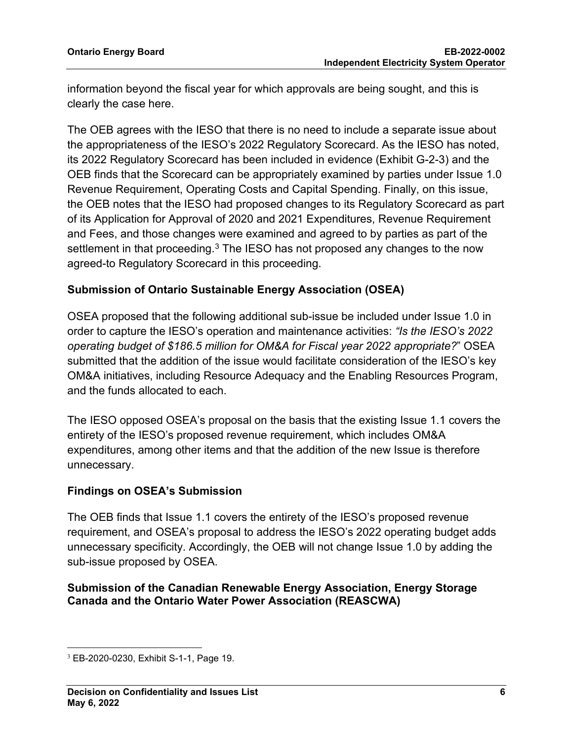information beyond the fiscal year for which approvals are being sought, and this is clearly the case here.

The OEB agrees with the IESO that there is no need to include a separate issue about the appropriateness of the IESO's 2022 Regulatory Scorecard. As the IESO has noted, its 2022 Regulatory Scorecard has been included in evidence (Exhibit G-2-3) and the OEB finds that the Scorecard can be appropriately examined by parties under Issue 1.0 Revenue Requirement, Operating Costs and Capital Spending. Finally, on this issue, the OEB notes that the IESO had proposed changes to its Regulatory Scorecard as part of its Application for Approval of 2020 and 2021 Expenditures, Revenue Requirement and Fees, and those changes were examined and agreed to by parties as part of the settlement in that proceeding.[3] The IESO has not proposed any changes to the now agreed-to Regulatory Scorecard in this proceeding.

### Submission of Ontario Sustainable Energy Association (OSEA)

OSEA proposed that the following additional sub-issue be included under Issue 1.0 in order to capture the IESO's operation and maintenance activities: *"Is the IESO's 2022 operating budget of $186.5 million for OM&A for Fiscal year 2022 appropriate?"* OSEA submitted that the addition of the issue would facilitate consideration of the IESO's key OM&A initiatives, including Resource Adequacy and the Enabling Resources Program, and the funds allocated to each.

The IESO opposed OSEA's proposal on the basis that the existing Issue 1.1 covers the entirety of the IESO's proposed revenue requirement, which includes OM&A expenditures, among other items and that the addition of the new Issue is therefore unnecessary.

### Findings on OSEA's Submission

The OEB finds that Issue 1.1 covers the entirety of the IESO's proposed revenue requirement, and OSEA's proposal to address the IESO's 2022 operating budget adds unnecessary specificity. Accordingly, the OEB will not change Issue 1.0 by adding the sub-issue proposed by OSEA.

### Submission of the Canadian Renewable Energy Association, Energy Storage Canada and the Ontario Water Power Association (REASCWA)

---

[3] EB-2020-0230, Exhibit S-1-1, Page 19.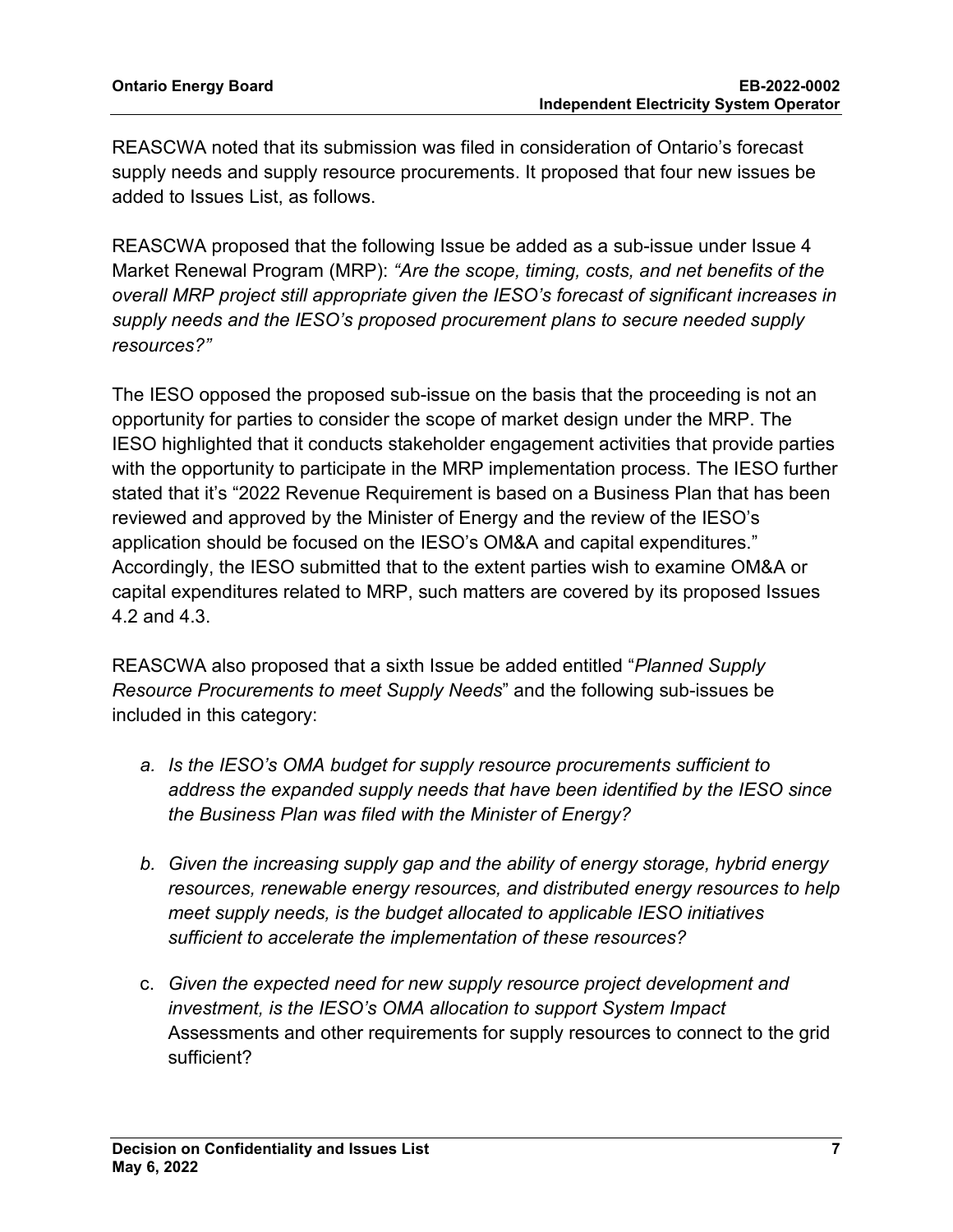REASCWA noted that its submission was filed in consideration of Ontario's forecast supply needs and supply resource procurements. It proposed that four new issues be added to Issues List, as follows.

REASCWA proposed that the following Issue be added as a sub-issue under Issue 4 Market Renewal Program (MRP): *"Are the scope, timing, costs, and net benefits of the overall MRP project still appropriate given the IESO's forecast of significant increases in supply needs and the IESO's proposed procurement plans to secure needed supply resources?"*

The IESO opposed the proposed sub-issue on the basis that the proceeding is not an opportunity for parties to consider the scope of market design under the MRP. The IESO highlighted that it conducts stakeholder engagement activities that provide parties with the opportunity to participate in the MRP implementation process. The IESO further stated that it's "2022 Revenue Requirement is based on a Business Plan that has been reviewed and approved by the Minister of Energy and the review of the IESO's application should be focused on the IESO's OM&A and capital expenditures." Accordingly, the IESO submitted that to the extent parties wish to examine OM&A or capital expenditures related to MRP, such matters are covered by its proposed Issues 4.2 and 4.3.

REASCWA also proposed that a sixth Issue be added entitled "*Planned Supply Resource Procurements to meet Supply Needs*" and the following sub-issues be included in this category:

a. *Is the IESO's OMA budget for supply resource procurements sufficient to address the expanded supply needs that have been identified by the IESO since the Business Plan was filed with the Minister of Energy?*

b. *Given the increasing supply gap and the ability of energy storage, hybrid energy resources, renewable energy resources, and distributed energy resources to help meet supply needs, is the budget allocated to applicable IESO initiatives sufficient to accelerate the implementation of these resources?*

c. *Given the expected need for new supply resource project development and investment, is the IESO's OMA allocation to support System Impact* Assessments and other requirements for supply resources to connect to the grid sufficient?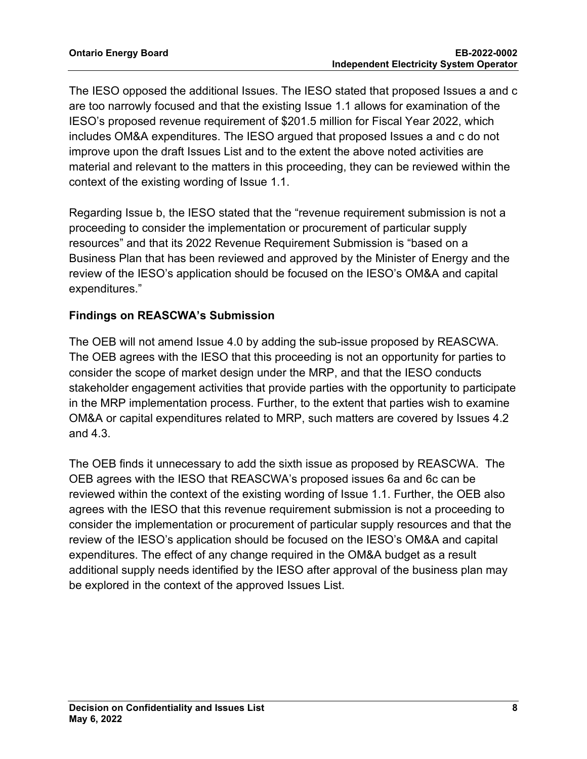The IESO opposed the additional Issues. The IESO stated that proposed Issues a and c are too narrowly focused and that the existing Issue 1.1 allows for examination of the IESO's proposed revenue requirement of $201.5 million for Fiscal Year 2022, which includes OM&A expenditures. The IESO argued that proposed Issues a and c do not improve upon the draft Issues List and to the extent the above noted activities are material and relevant to the matters in this proceeding, they can be reviewed within the context of the existing wording of Issue 1.1.

Regarding Issue b, the IESO stated that the "revenue requirement submission is not a proceeding to consider the implementation or procurement of particular supply resources" and that its 2022 Revenue Requirement Submission is "based on a Business Plan that has been reviewed and approved by the Minister of Energy and the review of the IESO's application should be focused on the IESO's OM&A and capital expenditures."

### Findings on REASCWA's Submission

The OEB will not amend Issue 4.0 by adding the sub-issue proposed by REASCWA. The OEB agrees with the IESO that this proceeding is not an opportunity for parties to consider the scope of market design under the MRP, and that the IESO conducts stakeholder engagement activities that provide parties with the opportunity to participate in the MRP implementation process. Further, to the extent that parties wish to examine OM&A or capital expenditures related to MRP, such matters are covered by Issues 4.2 and 4.3.

The OEB finds it unnecessary to add the sixth issue as proposed by REASCWA. The OEB agrees with the IESO that REASCWA's proposed issues 6a and 6c can be reviewed within the context of the existing wording of Issue 1.1. Further, the OEB also agrees with the IESO that this revenue requirement submission is not a proceeding to consider the implementation or procurement of particular supply resources and that the review of the IESO's application should be focused on the IESO's OM&A and capital expenditures. The effect of any change required in the OM&A budget as a result additional supply needs identified by the IESO after approval of the business plan may be explored in the context of the approved Issues List.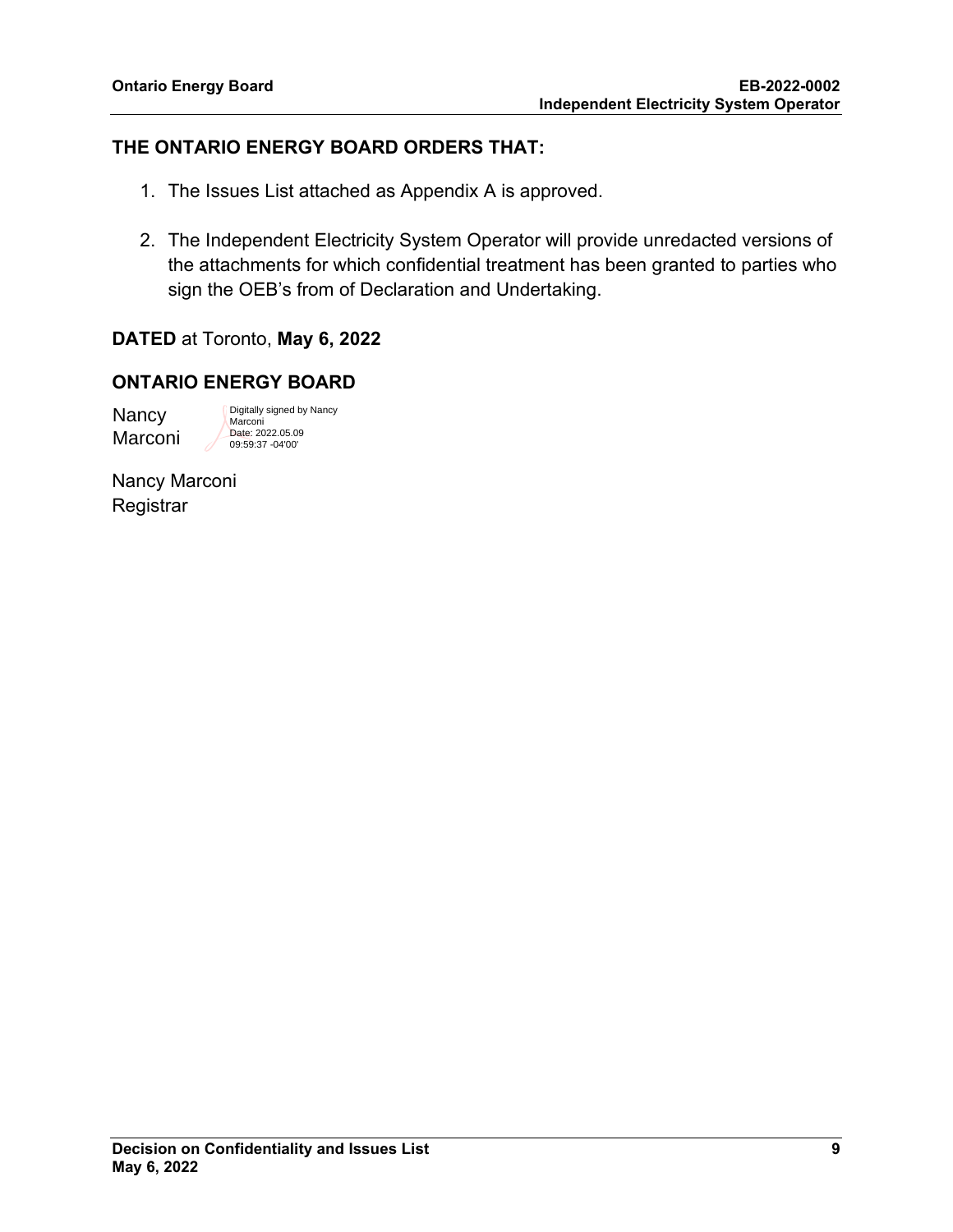## THE ONTARIO ENERGY BOARD ORDERS THAT:

1. The Issues List attached as Appendix A is approved.

2. The Independent Electricity System Operator will provide unredacted versions of the attachments for which confidential treatment has been granted to parties who sign the OEB's from of Declaration and Undertaking.

**DATED** at Toronto, **May 6, 2022**

**ONTARIO ENERGY BOARD**

Nancy Marconi

Digitally signed by Nancy Marconi
Date: 2022.05.09 09:59:37 -04'00'

Nancy Marconi
Registrar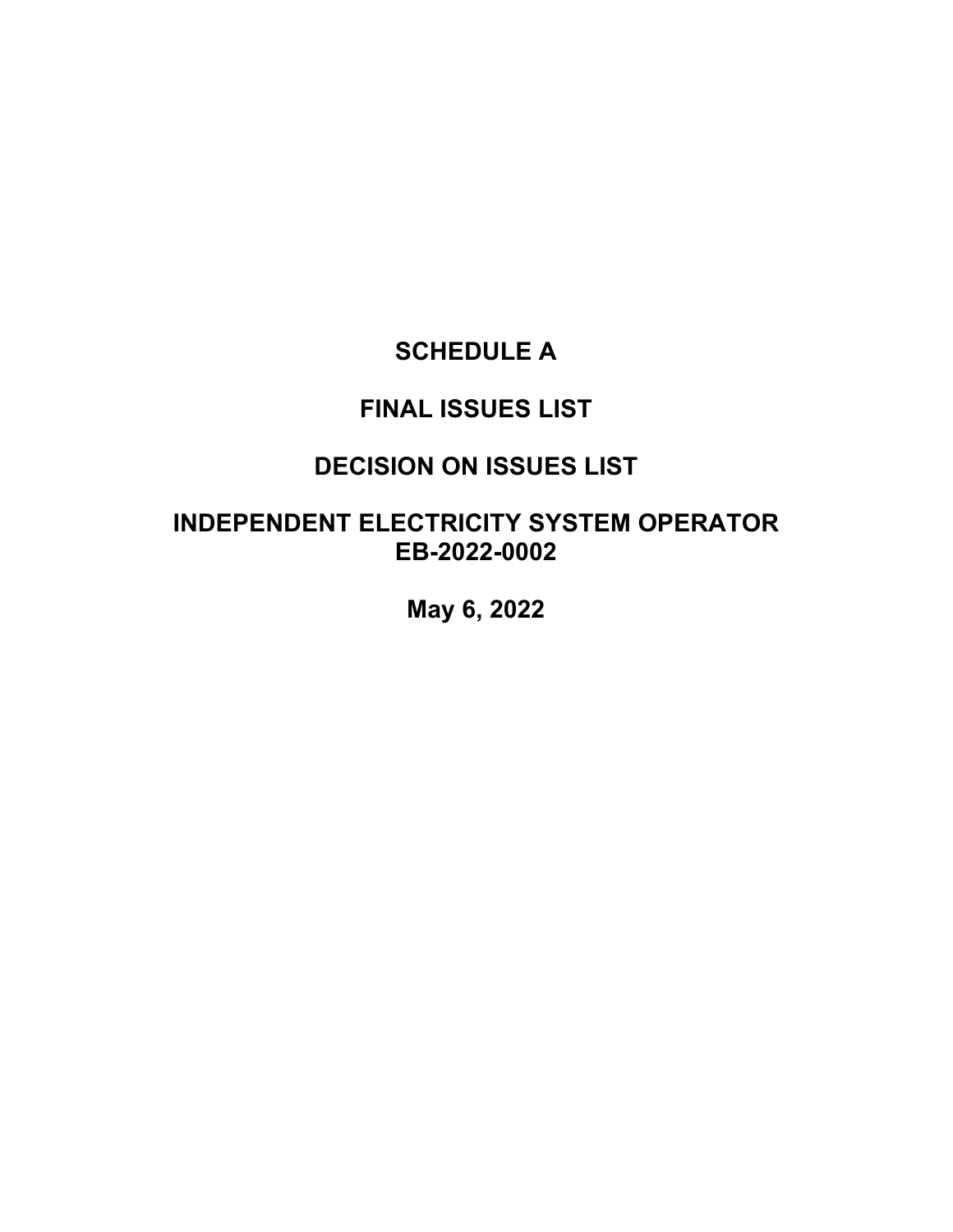# SCHEDULE A

# FINAL ISSUES LIST

# DECISION ON ISSUES LIST

# INDEPENDENT ELECTRICITY SYSTEM OPERATOR EB-2022-0002

**May 6, 2022**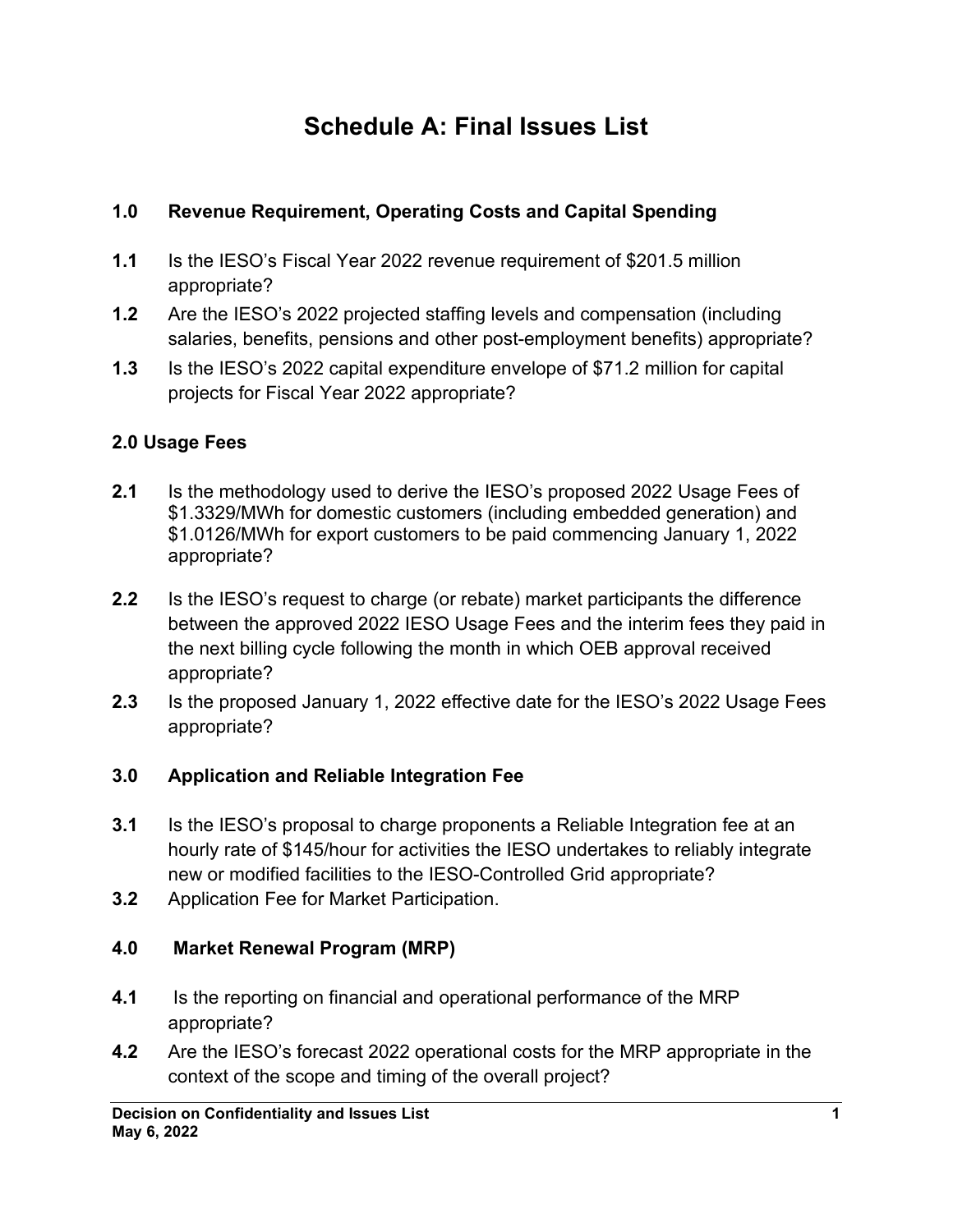# Schedule A: Final Issues List

## 1.0 Revenue Requirement, Operating Costs and Capital Spending

**1.1** Is the IESO's Fiscal Year 2022 revenue requirement of $201.5 million appropriate?

**1.2** Are the IESO's 2022 projected staffing levels and compensation (including salaries, benefits, pensions and other post-employment benefits) appropriate?

**1.3** Is the IESO's 2022 capital expenditure envelope of $71.2 million for capital projects for Fiscal Year 2022 appropriate?

## 2.0 Usage Fees

**2.1** Is the methodology used to derive the IESO's proposed 2022 Usage Fees of $1.3329/MWh for domestic customers (including embedded generation) and $1.0126/MWh for export customers to be paid commencing January 1, 2022 appropriate?

**2.2** Is the IESO's request to charge (or rebate) market participants the difference between the approved 2022 IESO Usage Fees and the interim fees they paid in the next billing cycle following the month in which OEB approval received appropriate?

**2.3** Is the proposed January 1, 2022 effective date for the IESO's 2022 Usage Fees appropriate?

## 3.0 Application and Reliable Integration Fee

**3.1** Is the IESO's proposal to charge proponents a Reliable Integration fee at an hourly rate of $145/hour for activities the IESO undertakes to reliably integrate new or modified facilities to the IESO-Controlled Grid appropriate?

**3.2** Application Fee for Market Participation.

## 4.0 Market Renewal Program (MRP)

**4.1** Is the reporting on financial and operational performance of the MRP appropriate?

**4.2** Are the IESO's forecast 2022 operational costs for the MRP appropriate in the context of the scope and timing of the overall project?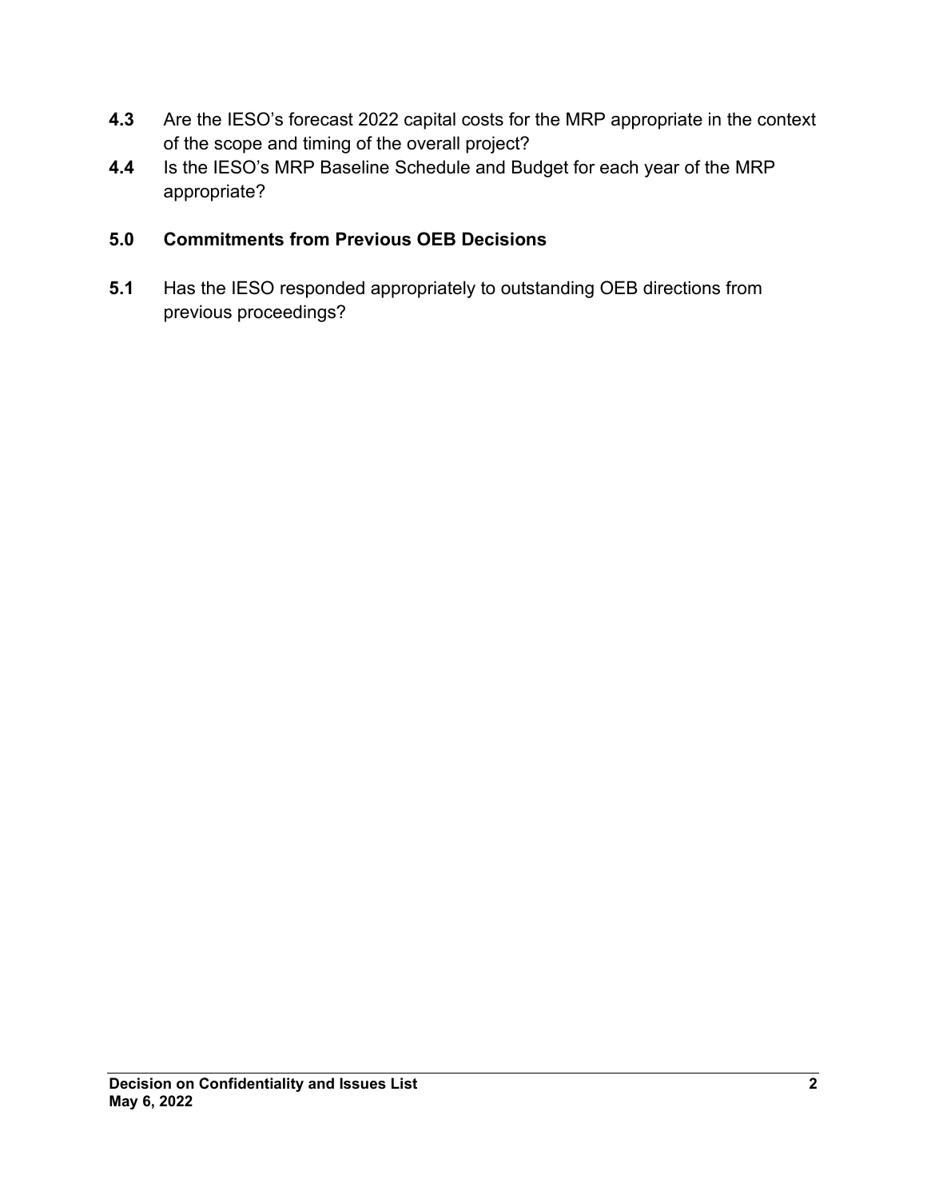**4.3** Are the IESO's forecast 2022 capital costs for the MRP appropriate in the context of the scope and timing of the overall project?

**4.4** Is the IESO's MRP Baseline Schedule and Budget for each year of the MRP appropriate?

## 5.0 Commitments from Previous OEB Decisions

**5.1** Has the IESO responded appropriately to outstanding OEB directions from previous proceedings?